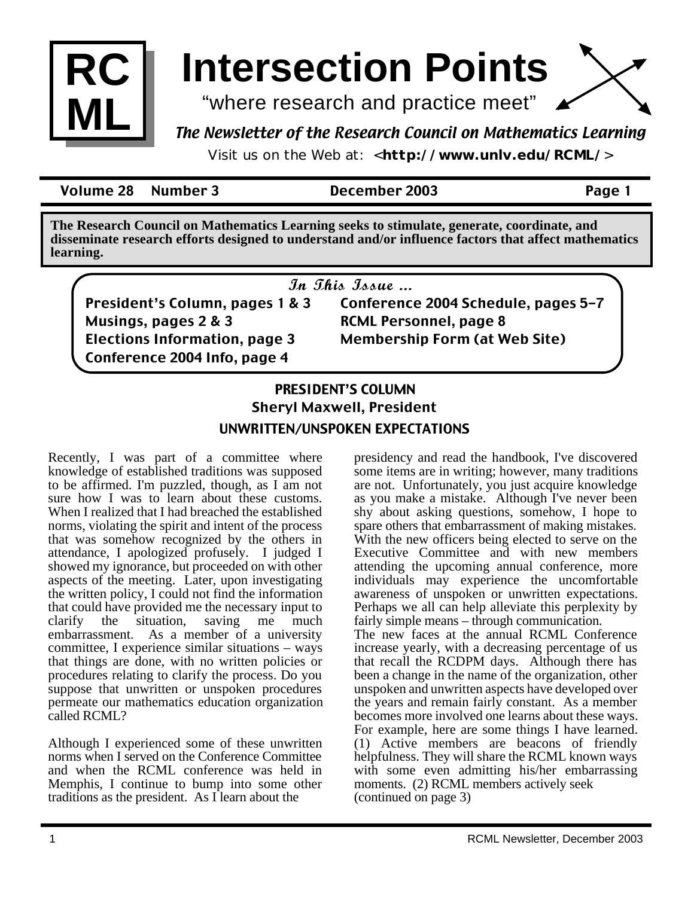# RC ML Intersection Points

"where research and practice meet"

*The Newsletter of the Research Council on Mathematics Learning*

Visit us on the Web at: <**http://www.unlv.edu/RCML/**>

**Volume 28 Number 3 December 2003**

**The Research Council on Mathematics Learning seeks to stimulate, generate, coordinate, and disseminate research efforts designed to understand and/or influence factors that affect mathematics learning.**

### *In This Issue ...*

- President's Column, pages 1 & 3
- Musings, pages 2 & 3
- Elections Information, page 3
- Conference 2004 Info, page 4
- Conference 2004 Schedule, pages 5-7
- RCML Personnel, page 8
- Membership Form (at Web Site)

## PRESIDENT'S COLUMN

### Sheryl Maxwell, President

### UNWRITTEN/UNSPOKEN EXPECTATIONS

Recently, I was part of a committee where knowledge of established traditions was supposed to be affirmed. I'm puzzled, though, as I am not sure how I was to learn about these customs. When I realized that I had breached the established norms, violating the spirit and intent of the process that was somehow recognized by the others in attendance, I apologized profusely. I judged I showed my ignorance, but proceeded on with other aspects of the meeting. Later, upon investigating the written policy, I could not find the information that could have provided me the necessary input to clarify the situation, saving me much embarrassment. As a member of a university committee, I experience similar situations – ways that things are done, with no written policies or procedures relating to clarify the process. Do you suppose that unwritten or unspoken procedures permeate our mathematics education organization called RCML?

Although I experienced some of these unwritten norms when I served on the Conference Committee and when the RCML conference was held in Memphis, I continue to bump into some other traditions as the president. As I learn about the presidency and read the handbook, I've discovered some items are in writing; however, many traditions are not. Unfortunately, you just acquire knowledge as you make a mistake. Although I've never been shy about asking questions, somehow, I hope to spare others that embarrassment of making mistakes. With the new officers being elected to serve on the Executive Committee and with new members attending the upcoming annual conference, more individuals may experience the uncomfortable awareness of unspoken or unwritten expectations. Perhaps we all can help alleviate this perplexity by fairly simple means – through communication.

The new faces at the annual RCML Conference increase yearly, with a decreasing percentage of us that recall the RCDPM days. Although there has been a change in the name of the organization, other unspoken and unwritten aspects have developed over the years and remain fairly constant. As a member becomes more involved one learns about these ways. For example, here are some things I have learned. (1) Active members are beacons of friendly helpfulness. They will share the RCML known ways with some even admitting his/her embarrassing moments. (2) RCML members actively seek

(continued on page 3)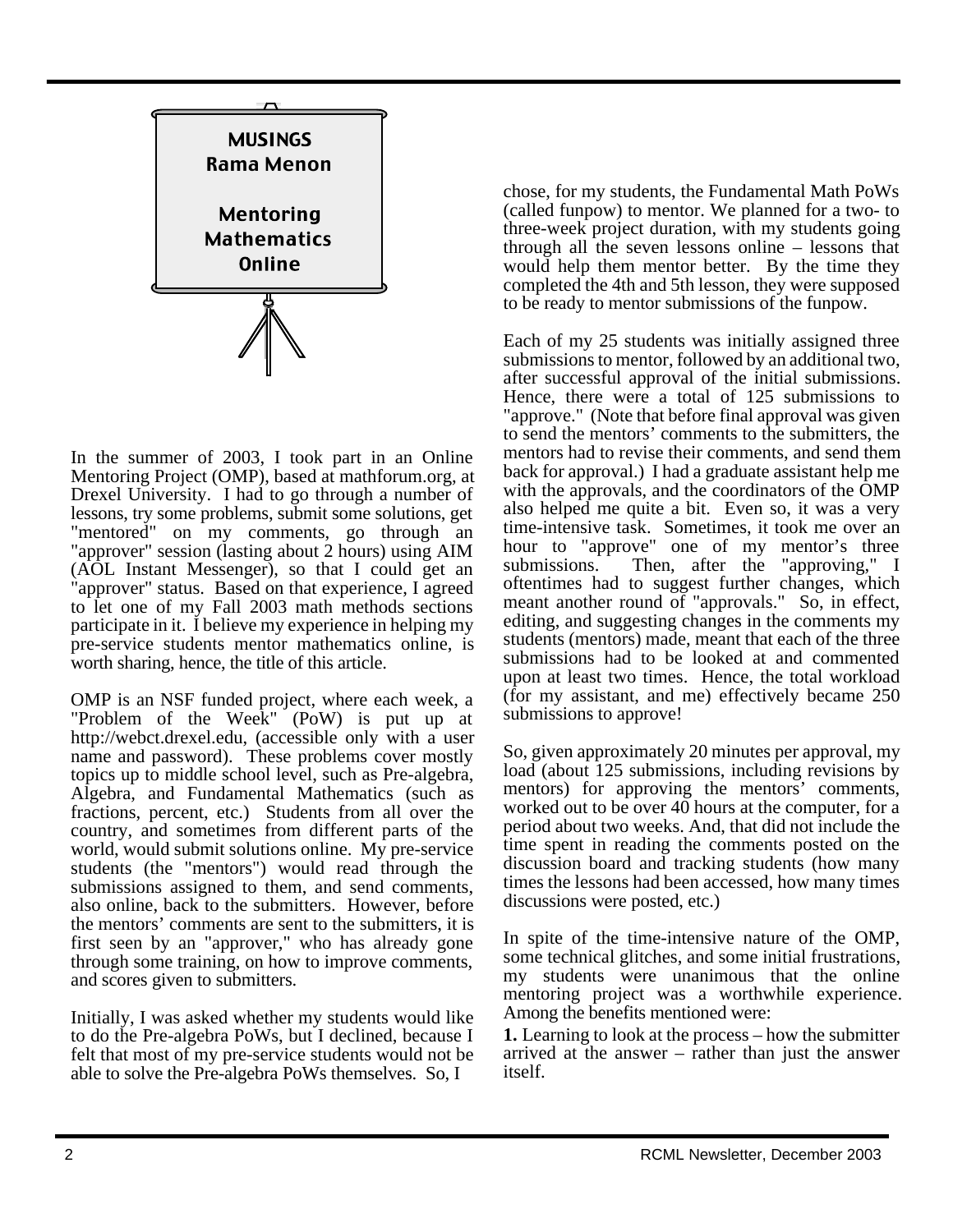## MUSINGS
### Rama Menon

## Mentoring Mathematics Online

In the summer of 2003, I took part in an Online Mentoring Project (OMP), based at mathforum.org, at Drexel University. I had to go through a number of lessons, try some problems, submit some solutions, get "mentored" on my comments, go through an "approver" session (lasting about 2 hours) using AIM (AOL Instant Messenger), so that I could get an "approver" status. Based on that experience, I agreed to let one of my Fall 2003 math methods sections participate in it. I believe my experience in helping my pre-service students mentor mathematics online, is worth sharing, hence, the title of this article.

OMP is an NSF funded project, where each week, a "Problem of the Week" (PoW) is put up at http://webct.drexel.edu, (accessible only with a user name and password). These problems cover mostly topics up to middle school level, such as Pre-algebra, Algebra, and Fundamental Mathematics (such as fractions, percent, etc.) Students from all over the country, and sometimes from different parts of the world, would submit solutions online. My pre-service students (the "mentors") would read through the submissions assigned to them, and send comments, also online, back to the submitters. However, before the mentors' comments are sent to the submitters, it is first seen by an "approver," who has already gone through some training, on how to improve comments, and scores given to submitters.

Initially, I was asked whether my students would like to do the Pre-algebra PoWs, but I declined, because I felt that most of my pre-service students would not be able to solve the Pre-algebra PoWs themselves. So, I chose, for my students, the Fundamental Math PoWs (called funpow) to mentor. We planned for a two- to three-week project duration, with my students going through all the seven lessons online – lessons that would help them mentor better. By the time they completed the 4th and 5th lesson, they were supposed to be ready to mentor submissions of the funpow.

Each of my 25 students was initially assigned three submissions to mentor, followed by an additional two, after successful approval of the initial submissions. Hence, there were a total of 125 submissions to "approve." (Note that before final approval was given to send the mentors' comments to the submitters, the mentors had to revise their comments, and send them back for approval.) I had a graduate assistant help me with the approvals, and the coordinators of the OMP also helped me quite a bit. Even so, it was a very time-intensive task. Sometimes, it took me over an hour to "approve" one of my mentor's three submissions. Then, after the "approving," I oftentimes had to suggest further changes, which meant another round of "approvals." So, in effect, editing, and suggesting changes in the comments my students (mentors) made, meant that each of the three submissions had to be looked at and commented upon at least two times. Hence, the total workload (for my assistant, and me) effectively became 250 submissions to approve!

So, given approximately 20 minutes per approval, my load (about 125 submissions, including revisions by mentors) for approving the mentors' comments, worked out to be over 40 hours at the computer, for a period about two weeks. And, that did not include the time spent in reading the comments posted on the discussion board and tracking students (how many times the lessons had been accessed, how many times discussions were posted, etc.)

In spite of the time-intensive nature of the OMP, some technical glitches, and some initial frustrations, my students were unanimous that the online mentoring project was a worthwhile experience. Among the benefits mentioned were:

**1.** Learning to look at the process – how the submitter arrived at the answer – rather than just the answer itself.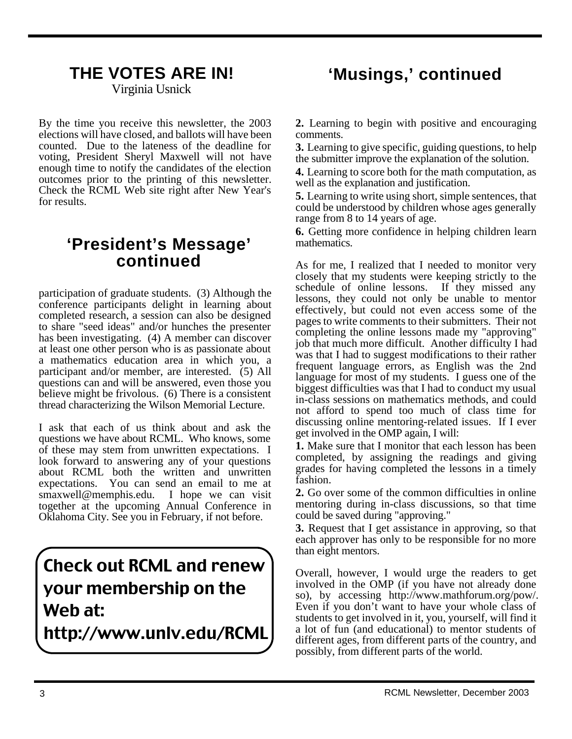## THE VOTES ARE IN!

Virginia Usnick

By the time you receive this newsletter, the 2003 elections will have closed, and ballots will have been counted. Due to the lateness of the deadline for voting, President Sheryl Maxwell will not have enough time to notify the candidates of the election outcomes prior to the printing of this newsletter. Check the RCML Web site right after New Year's for results.

## 'President's Message' continued

participation of graduate students. (3) Although the conference participants delight in learning about completed research, a session can also be designed to share "seed ideas" and/or hunches the presenter has been investigating. (4) A member can discover at least one other person who is as passionate about a mathematics education area in which you, a participant and/or member, are interested. (5) All questions can and will be answered, even those you believe might be frivolous. (6) There is a consistent thread characterizing the Wilson Memorial Lecture.

I ask that each of us think about and ask the questions we have about RCML. Who knows, some of these may stem from unwritten expectations. I look forward to answering any of your questions about RCML both the written and unwritten expectations. You can send an email to me at smaxwell@memphis.edu. I hope we can visit together at the upcoming Annual Conference in Oklahoma City. See you in February, if not before.

**Check out RCML and renew your membership on the Web at: http://www.unlv.edu/RCML**

## 'Musings,' continued

**2.** Learning to begin with positive and encouraging comments.

**3.** Learning to give specific, guiding questions, to help the submitter improve the explanation of the solution.

**4.** Learning to score both for the math computation, as well as the explanation and justification.

**5.** Learning to write using short, simple sentences, that could be understood by children whose ages generally range from 8 to 14 years of age.

**6.** Getting more confidence in helping children learn mathematics.

As for me, I realized that I needed to monitor very closely that my students were keeping strictly to the schedule of online lessons. If they missed any lessons, they could not only be unable to mentor effectively, but could not even access some of the pages to write comments to their submitters. Their not completing the online lessons made my "approving" job that much more difficult. Another difficulty I had was that I had to suggest modifications to their rather frequent language errors, as English was the 2nd language for most of my students. I guess one of the biggest difficulties was that I had to conduct my usual in-class sessions on mathematics methods, and could not afford to spend too much of class time for discussing online mentoring-related issues. If I ever get involved in the OMP again, I will:

**1.** Make sure that I monitor that each lesson has been completed, by assigning the readings and giving grades for having completed the lessons in a timely fashion.

**2.** Go over some of the common difficulties in online mentoring during in-class discussions, so that time could be saved during "approving."

**3.** Request that I get assistance in approving, so that each approver has only to be responsible for no more than eight mentors.

Overall, however, I would urge the readers to get involved in the OMP (if you have not already done so), by accessing http://www.mathforum.org/pow/. Even if you don't want to have your whole class of students to get involved in it, you, yourself, will find it a lot of fun (and educational) to mentor students of different ages, from different parts of the country, and possibly, from different parts of the world.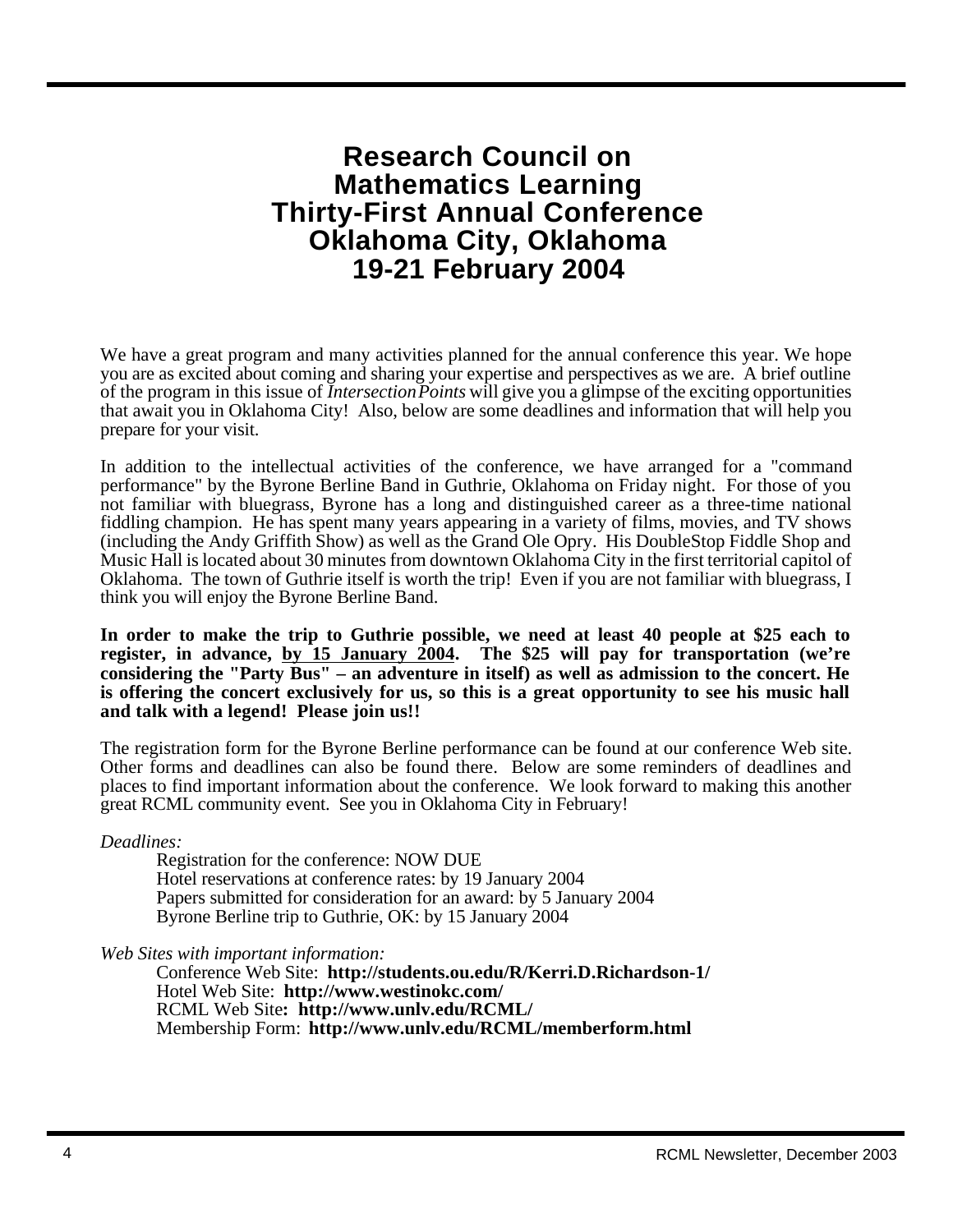# Research Council on Mathematics Learning Thirty-First Annual Conference Oklahoma City, Oklahoma 19-21 February 2004

We have a great program and many activities planned for the annual conference this year. We hope you are as excited about coming and sharing your expertise and perspectives as we are. A brief outline of the program in this issue of *IntersectionPoints* will give you a glimpse of the exciting opportunities that await you in Oklahoma City! Also, below are some deadlines and information that will help you prepare for your visit.

In addition to the intellectual activities of the conference, we have arranged for a "command performance" by the Byrone Berline Band in Guthrie, Oklahoma on Friday night. For those of you not familiar with bluegrass, Byrone has a long and distinguished career as a three-time national fiddling champion. He has spent many years appearing in a variety of films, movies, and TV shows (including the Andy Griffith Show) as well as the Grand Ole Opry. His DoubleStop Fiddle Shop and Music Hall is located about 30 minutes from downtown Oklahoma City in the first territorial capitol of Oklahoma. The town of Guthrie itself is worth the trip! Even if you are not familiar with bluegrass, I think you will enjoy the Byrone Berline Band.

**In order to make the trip to Guthrie possible, we need at least 40 people at $25 each to register, in advance, <u>by 15 January 2004</u>. The $25 will pay for transportation (we're considering the "Party Bus" – an adventure in itself) as well as admission to the concert. He is offering the concert exclusively for us, so this is a great opportunity to see his music hall and talk with a legend! Please join us!!**

The registration form for the Byrone Berline performance can be found at our conference Web site. Other forms and deadlines can also be found there. Below are some reminders of deadlines and places to find important information about the conference. We look forward to making this another great RCML community event. See you in Oklahoma City in February!

*Deadlines:*

- Registration for the conference: NOW DUE
- Hotel reservations at conference rates: by 19 January 2004
- Papers submitted for consideration for an award: by 5 January 2004
- Byrone Berline trip to Guthrie, OK: by 15 January 2004

*Web Sites with important information:*

- Conference Web Site: **http://students.ou.edu/R/Kerri.D.Richardson-1/**
- Hotel Web Site: **http://www.westinokc.com/**
- RCML Web Site**: http://www.unlv.edu/RCML/**
- Membership Form: **http://www.unlv.edu/RCML/memberform.html**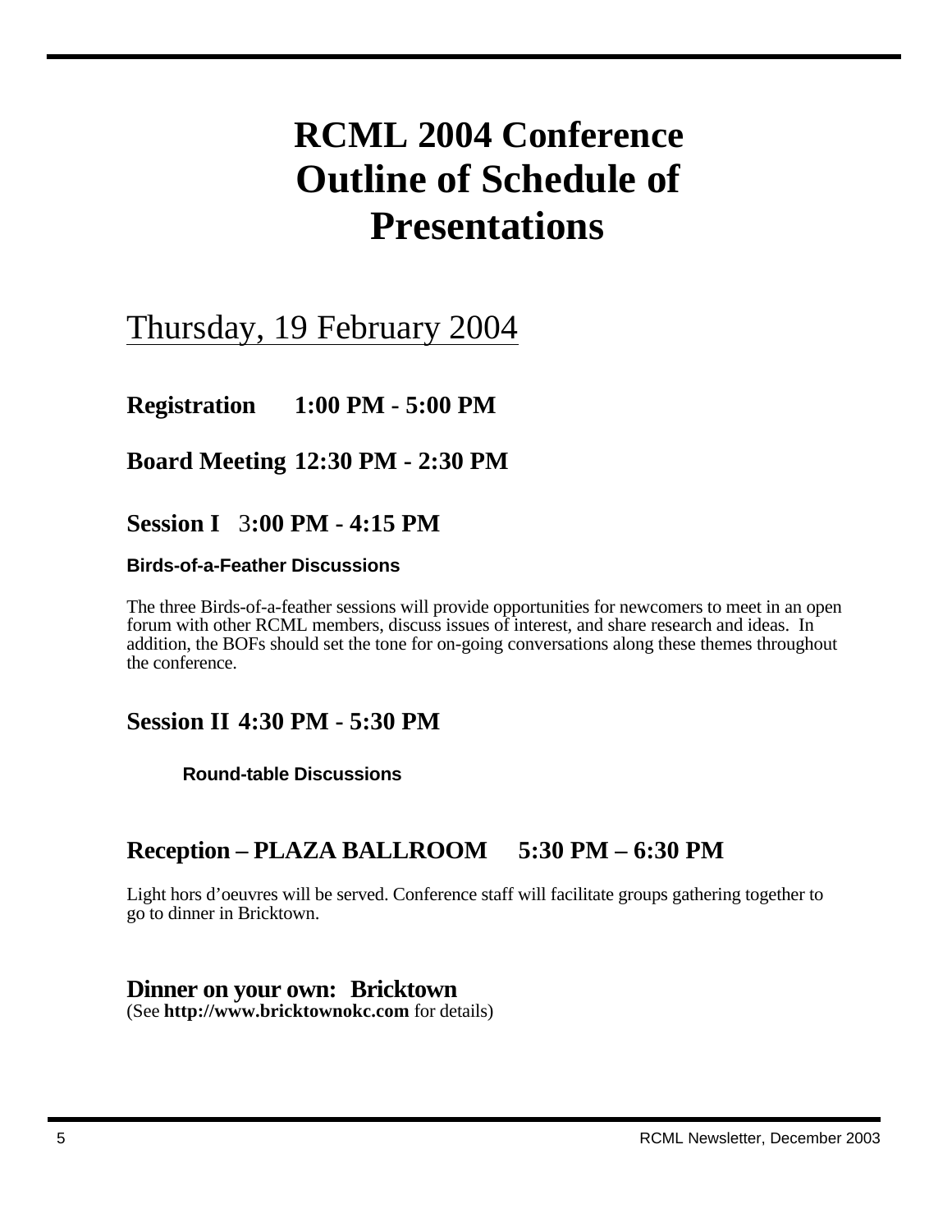# RCML 2004 Conference Outline of Schedule of Presentations

## Thursday, 19 February 2004

### Registration 1:00 PM - 5:00 PM

### Board Meeting 12:30 PM - 2:30 PM

### Session I 3:00 PM - 4:15 PM

**Birds-of-a-Feather Discussions**

The three Birds-of-a-feather sessions will provide opportunities for newcomers to meet in an open forum with other RCML members, discuss issues of interest, and share research and ideas. In addition, the BOFs should set the tone for on-going conversations along these themes throughout the conference.

### Session II 4:30 PM - 5:30 PM

**Round-table Discussions**

### Reception – PLAZA BALLROOM 5:30 PM – 6:30 PM

Light hors d'oeuvres will be served. Conference staff will facilitate groups gathering together to go to dinner in Bricktown.

### Dinner on your own: Bricktown

(See **http://www.bricktownokc.com** for details)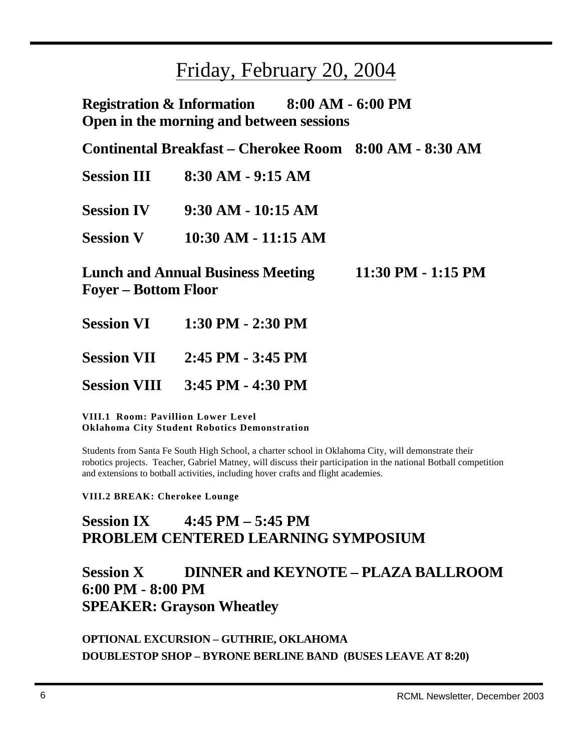# Friday, February 20, 2004

**Registration & Information 8:00 AM - 6:00 PM**
**Open in the morning and between sessions**

**Continental Breakfast – Cherokee Room 8:00 AM - 8:30 AM**

**Session III 8:30 AM - 9:15 AM**

**Session IV 9:30 AM - 10:15 AM**

**Session V 10:30 AM - 11:15 AM**

**Lunch and Annual Business Meeting 11:30 PM - 1:15 PM**
**Foyer – Bottom Floor**

**Session VI 1:30 PM - 2:30 PM**

**Session VII 2:45 PM - 3:45 PM**

**Session VIII 3:45 PM - 4:30 PM**

**VIII.1 Room: Pavillion Lower Level**
**Oklahoma City Student Robotics Demonstration**

Students from Santa Fe South High School, a charter school in Oklahoma City, will demonstrate their robotics projects. Teacher, Gabriel Matney, will discuss their participation in the national Botball competition and extensions to botball activities, including hover crafts and flight academies.

**VIII.2 BREAK: Cherokee Lounge**

## Session IX 4:45 PM – 5:45 PM
## PROBLEM CENTERED LEARNING SYMPOSIUM

## Session X DINNER and KEYNOTE – PLAZA BALLROOM
## 6:00 PM - 8:00 PM
## SPEAKER: Grayson Wheatley

**OPTIONAL EXCURSION – GUTHRIE, OKLAHOMA**
**DOUBLESTOP SHOP – BYRONE BERLINE BAND (BUSES LEAVE AT 8:20)**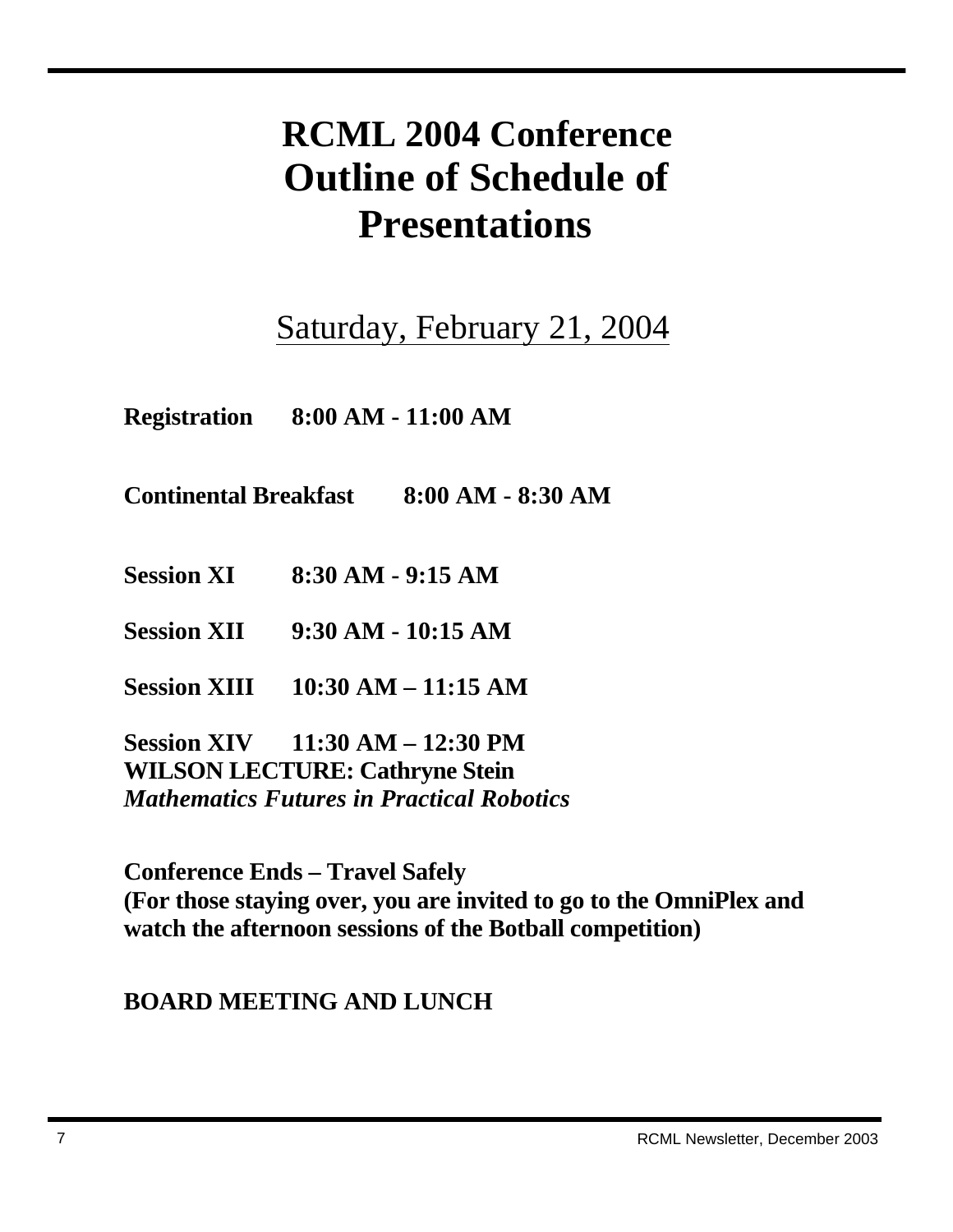# RCML 2004 Conference Outline of Schedule of Presentations

## Saturday, February 21, 2004

**Registration 8:00 AM - 11:00 AM**

**Continental Breakfast 8:00 AM - 8:30 AM**

**Session XI 8:30 AM - 9:15 AM**

**Session XII 9:30 AM - 10:15 AM**

**Session XIII 10:30 AM – 11:15 AM**

**Session XIV 11:30 AM – 12:30 PM**
**WILSON LECTURE: Cathryne Stein**
***Mathematics Futures in Practical Robotics***

**Conference Ends – Travel Safely**
**(For those staying over, you are invited to go to the OmniPlex and watch the afternoon sessions of the Botball competition)**

**BOARD MEETING AND LUNCH**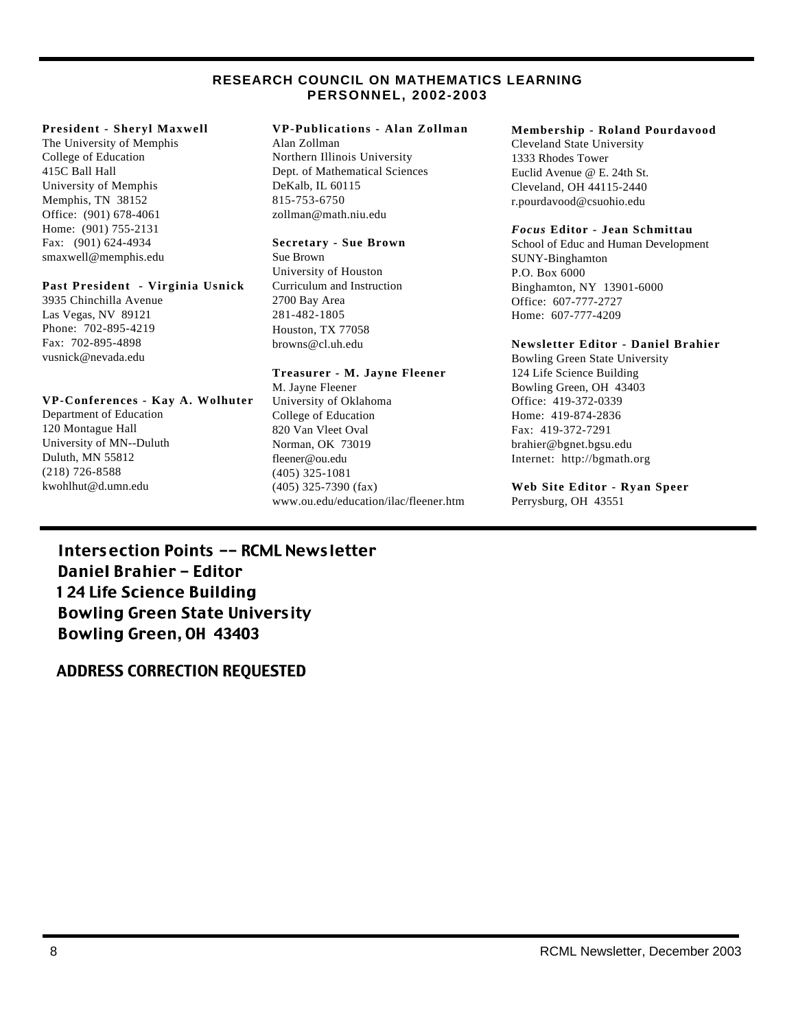## RESEARCH COUNCIL ON MATHEMATICS LEARNING PERSONNEL, 2002-2003

**President - Sheryl Maxwell**
The University of Memphis
College of Education
415C Ball Hall
University of Memphis
Memphis, TN 38152
Office: (901) 678-4061
Home: (901) 755-2131
Fax: (901) 624-4934
smaxwell@memphis.edu

**Past President - Virginia Usnick**
3935 Chinchilla Avenue
Las Vegas, NV 89121
Phone: 702-895-4219
Fax: 702-895-4898
vusnick@nevada.edu

**VP-Conferences - Kay A. Wolhuter**
Department of Education
120 Montague Hall
University of MN--Duluth
Duluth, MN 55812
(218) 726-8588
kwohlhut@d.umn.edu

**VP-Publications - Alan Zollman**
Alan Zollman
Northern Illinois University
Dept. of Mathematical Sciences
DeKalb, IL 60115
815-753-6750
zollman@math.niu.edu

**Secretary - Sue Brown**
Sue Brown
University of Houston
Curriculum and Instruction
2700 Bay Area
281-482-1805
Houston, TX 77058
browns@cl.uh.edu

**Treasurer - M. Jayne Fleener**
M. Jayne Fleener
University of Oklahoma
College of Education
820 Van Vleet Oval
Norman, OK 73019
fleener@ou.edu
(405) 325-1081
(405) 325-7390 (fax)
www.ou.edu/education/ilac/fleener.htm

**Membership - Roland Pourdavood**
Cleveland State University
1333 Rhodes Tower
Euclid Avenue @ E. 24th St.
Cleveland, OH 44115-2440
r.pourdavood@csuohio.edu

***Focus* Editor - Jean Schmittau**
School of Educ and Human Development
SUNY-Binghamton
P.O. Box 6000
Binghamton, NY 13901-6000
Office: 607-777-2727
Home: 607-777-4209

**Newsletter Editor - Daniel Brahier**
Bowling Green State University
124 Life Science Building
Bowling Green, OH 43403
Office: 419-372-0339
Home: 419-874-2836
Fax: 419-372-7291
brahier@bgnet.bgsu.edu
Internet: http://bgmath.org

**Web Site Editor - Ryan Speer**
Perrysburg, OH 43551

---

**Intersection Points -- RCML Newsletter**
**Daniel Brahier - Editor**
**124 Life Science Building**
**Bowling Green State University**
**Bowling Green, OH 43403**

**ADDRESS CORRECTION REQUESTED**